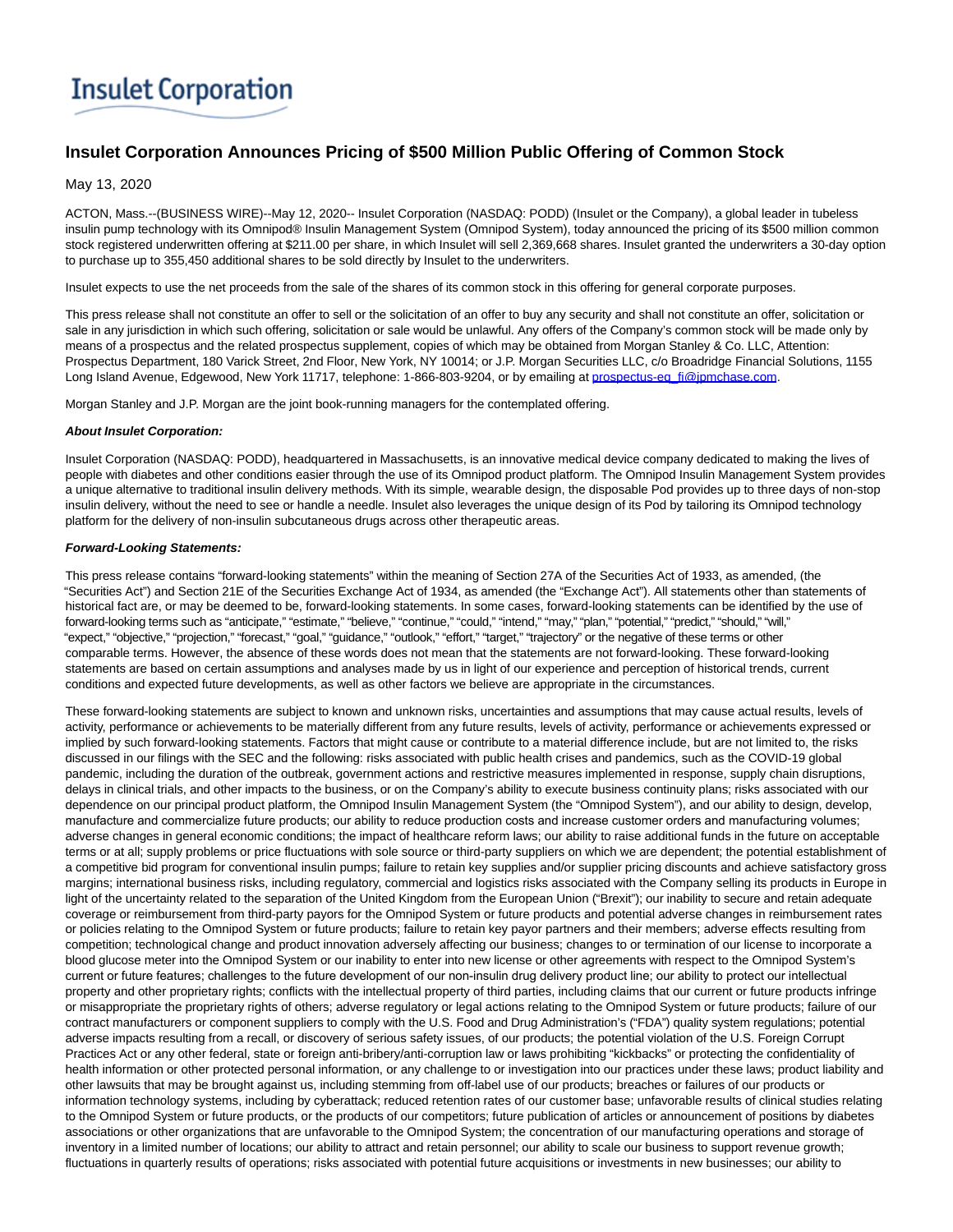# Insulet Corporation

## Insulet Corporation Announces Pricing of $500 Million Public Offering of Common Stock

May 13, 2020

ACTON, Mass.--(BUSINESS WIRE)--May 12, 2020-- Insulet Corporation (NASDAQ: PODD) (Insulet or the Company), a global leader in tubeless insulin pump technology with its Omnipod® Insulin Management System (Omnipod System), today announced the pricing of its $500 million common stock registered underwritten offering at $211.00 per share, in which Insulet will sell 2,369,668 shares. Insulet granted the underwriters a 30-day option to purchase up to 355,450 additional shares to be sold directly by Insulet to the underwriters.

Insulet expects to use the net proceeds from the sale of the shares of its common stock in this offering for general corporate purposes.

This press release shall not constitute an offer to sell or the solicitation of an offer to buy any security and shall not constitute an offer, solicitation or sale in any jurisdiction in which such offering, solicitation or sale would be unlawful. Any offers of the Company's common stock will be made only by means of a prospectus and the related prospectus supplement, copies of which may be obtained from Morgan Stanley & Co. LLC, Attention: Prospectus Department, 180 Varick Street, 2nd Floor, New York, NY 10014; or J.P. Morgan Securities LLC, c/o Broadridge Financial Solutions, 1155 Long Island Avenue, Edgewood, New York 11717, telephone: 1-866-803-9204, or by emailing at prospectus-eq_fi@jpmchase.com.

Morgan Stanley and J.P. Morgan are the joint book-running managers for the contemplated offering.

***About Insulet Corporation:***

Insulet Corporation (NASDAQ: PODD), headquartered in Massachusetts, is an innovative medical device company dedicated to making the lives of people with diabetes and other conditions easier through the use of its Omnipod product platform. The Omnipod Insulin Management System provides a unique alternative to traditional insulin delivery methods. With its simple, wearable design, the disposable Pod provides up to three days of non-stop insulin delivery, without the need to see or handle a needle. Insulet also leverages the unique design of its Pod by tailoring its Omnipod technology platform for the delivery of non-insulin subcutaneous drugs across other therapeutic areas.

***Forward-Looking Statements:***

This press release contains "forward-looking statements" within the meaning of Section 27A of the Securities Act of 1933, as amended, (the "Securities Act") and Section 21E of the Securities Exchange Act of 1934, as amended (the "Exchange Act"). All statements other than statements of historical fact are, or may be deemed to be, forward-looking statements. In some cases, forward-looking statements can be identified by the use of forward-looking terms such as "anticipate," "estimate," "believe," "continue," "could," "intend," "may," "plan," "potential," "predict," "should," "will," "expect," "objective," "projection," "forecast," "goal," "guidance," "outlook," "effort," "target," "trajectory" or the negative of these terms or other comparable terms. However, the absence of these words does not mean that the statements are not forward-looking. These forward-looking statements are based on certain assumptions and analyses made by us in light of our experience and perception of historical trends, current conditions and expected future developments, as well as other factors we believe are appropriate in the circumstances.

These forward-looking statements are subject to known and unknown risks, uncertainties and assumptions that may cause actual results, levels of activity, performance or achievements to be materially different from any future results, levels of activity, performance or achievements expressed or implied by such forward-looking statements. Factors that might cause or contribute to a material difference include, but are not limited to, the risks discussed in our filings with the SEC and the following: risks associated with public health crises and pandemics, such as the COVID-19 global pandemic, including the duration of the outbreak, government actions and restrictive measures implemented in response, supply chain disruptions, delays in clinical trials, and other impacts to the business, or on the Company's ability to execute business continuity plans; risks associated with our dependence on our principal product platform, the Omnipod Insulin Management System (the "Omnipod System"), and our ability to design, develop, manufacture and commercialize future products; our ability to reduce production costs and increase customer orders and manufacturing volumes; adverse changes in general economic conditions; the impact of healthcare reform laws; our ability to raise additional funds in the future on acceptable terms or at all; supply problems or price fluctuations with sole source or third-party suppliers on which we are dependent; the potential establishment of a competitive bid program for conventional insulin pumps; failure to retain key supplies and/or supplier pricing discounts and achieve satisfactory gross margins; international business risks, including regulatory, commercial and logistics risks associated with the Company selling its products in Europe in light of the uncertainty related to the separation of the United Kingdom from the European Union ("Brexit"); our inability to secure and retain adequate coverage or reimbursement from third-party payors for the Omnipod System or future products and potential adverse changes in reimbursement rates or policies relating to the Omnipod System or future products; failure to retain key payor partners and their members; adverse effects resulting from competition; technological change and product innovation adversely affecting our business; changes to or termination of our license to incorporate a blood glucose meter into the Omnipod System or our inability to enter into new license or other agreements with respect to the Omnipod System's current or future features; challenges to the future development of our non-insulin drug delivery product line; our ability to protect our intellectual property and other proprietary rights; conflicts with the intellectual property of third parties, including claims that our current or future products infringe or misappropriate the proprietary rights of others; adverse regulatory or legal actions relating to the Omnipod System or future products; failure of our contract manufacturers or component suppliers to comply with the U.S. Food and Drug Administration's ("FDA") quality system regulations; potential adverse impacts resulting from a recall, or discovery of serious safety issues, of our products; the potential violation of the U.S. Foreign Corrupt Practices Act or any other federal, state or foreign anti-bribery/anti-corruption law or laws prohibiting "kickbacks" or protecting the confidentiality of health information or other protected personal information, or any challenge to or investigation into our practices under these laws; product liability and other lawsuits that may be brought against us, including stemming from off-label use of our products; breaches or failures of our products or information technology systems, including by cyberattack; reduced retention rates of our customer base; unfavorable results of clinical studies relating to the Omnipod System or future products, or the products of our competitors; future publication of articles or announcement of positions by diabetes associations or other organizations that are unfavorable to the Omnipod System; the concentration of our manufacturing operations and storage of inventory in a limited number of locations; our ability to attract and retain personnel; our ability to scale our business to support revenue growth; fluctuations in quarterly results of operations; risks associated with potential future acquisitions or investments in new businesses; our ability to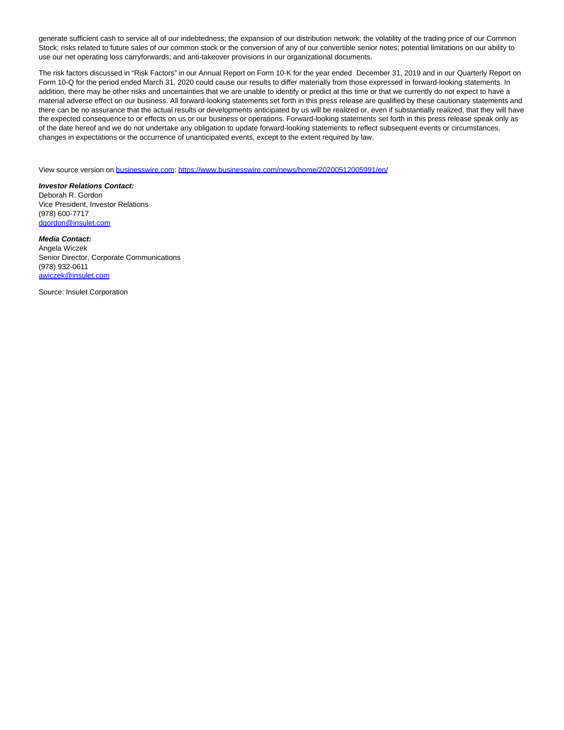generate sufficient cash to service all of our indebtedness; the expansion of our distribution network; the volatility of the trading price of our Common Stock; risks related to future sales of our common stock or the conversion of any of our convertible senior notes; potential limitations on our ability to use our net operating loss carryforwards; and anti-takeover provisions in our organizational documents.

The risk factors discussed in "Risk Factors" in our Annual Report on Form 10-K for the year ended December 31, 2019 and in our Quarterly Report on Form 10-Q for the period ended March 31, 2020 could cause our results to differ materially from those expressed in forward-looking statements. In addition, there may be other risks and uncertainties that we are unable to identify or predict at this time or that we currently do not expect to have a material adverse effect on our business. All forward-looking statements set forth in this press release are qualified by these cautionary statements and there can be no assurance that the actual results or developments anticipated by us will be realized or, even if substantially realized, that they will have the expected consequence to or effects on us or our business or operations. Forward-looking statements set forth in this press release speak only as of the date hereof and we do not undertake any obligation to update forward-looking statements to reflect subsequent events or circumstances, changes in expectations or the occurrence of unanticipated events, except to the extent required by law.

View source version on [businesswire.com](https://www.businesswire.com/news/home/20200512005991/en/): [https://www.businesswire.com/news/home/20200512005991/en/](https://www.businesswire.com/news/home/20200512005991/en/)

***Investor Relations Contact:***
Deborah R. Gordon
Vice President, Investor Relations
(978) 600-7717
[dgordon@insulet.com](mailto:dgordon@insulet.com)

***Media Contact:***
Angela Wiczek
Senior Director, Corporate Communications
(978) 932-0611
[awiczek@insulet.com](mailto:awiczek@insulet.com)

Source: Insulet Corporation